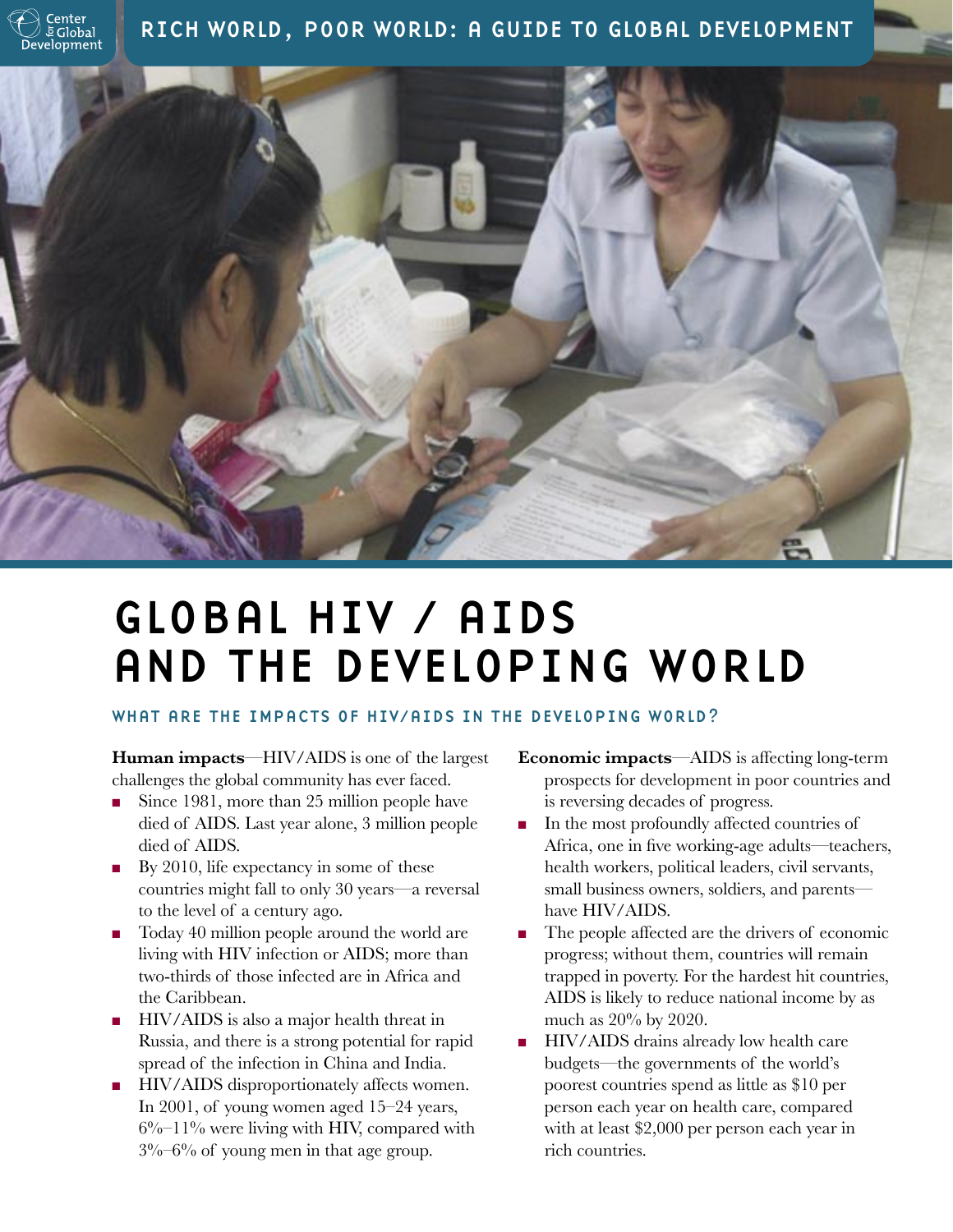# GLOBAL HIV / AIDS AND THE DEVELOPING WORLD

## WHAT ARE THE IMPACTS OF HIV/AIDS IN THE DEVELOPING WORLD?

**Human impacts**—HIV/AIDS is one of the largest challenges the global community has ever faced.

- Since 1981, more than 25 million people have died of AIDS. Last year alone, 3 million people died of AIDS.
- By 2010, life expectancy in some of these countries might fall to only 30 years—a reversal to the level of a century ago.
- Today 40 million people around the world are living with HIV infection or AIDS; more than two-thirds of those infected are in Africa and the Caribbean.
- HIV/AIDS is also a major health threat in Russia, and there is a strong potential for rapid spread of the infection in China and India.
- HIV/AIDS disproportionately affects women. In 2001, of young women aged 15–24 years, 6%–11% were living with HIV, compared with 3%–6% of young men in that age group.

**Economic impacts**—AIDS is affecting long-term prospects for development in poor countries and is reversing decades of progress.

- In the most profoundly affected countries of Africa, one in five working-age adults—teachers, health workers, political leaders, civil servants, small business owners, soldiers, and parents—have HIV/AIDS.
- The people affected are the drivers of economic progress; without them, countries will remain trapped in poverty. For the hardest hit countries, AIDS is likely to reduce national income by as much as 20% by 2020.
- HIV/AIDS drains already low health care budgets—the governments of the world's poorest countries spend as little as $10 per person each year on health care, compared with at least $2,000 per person each year in rich countries.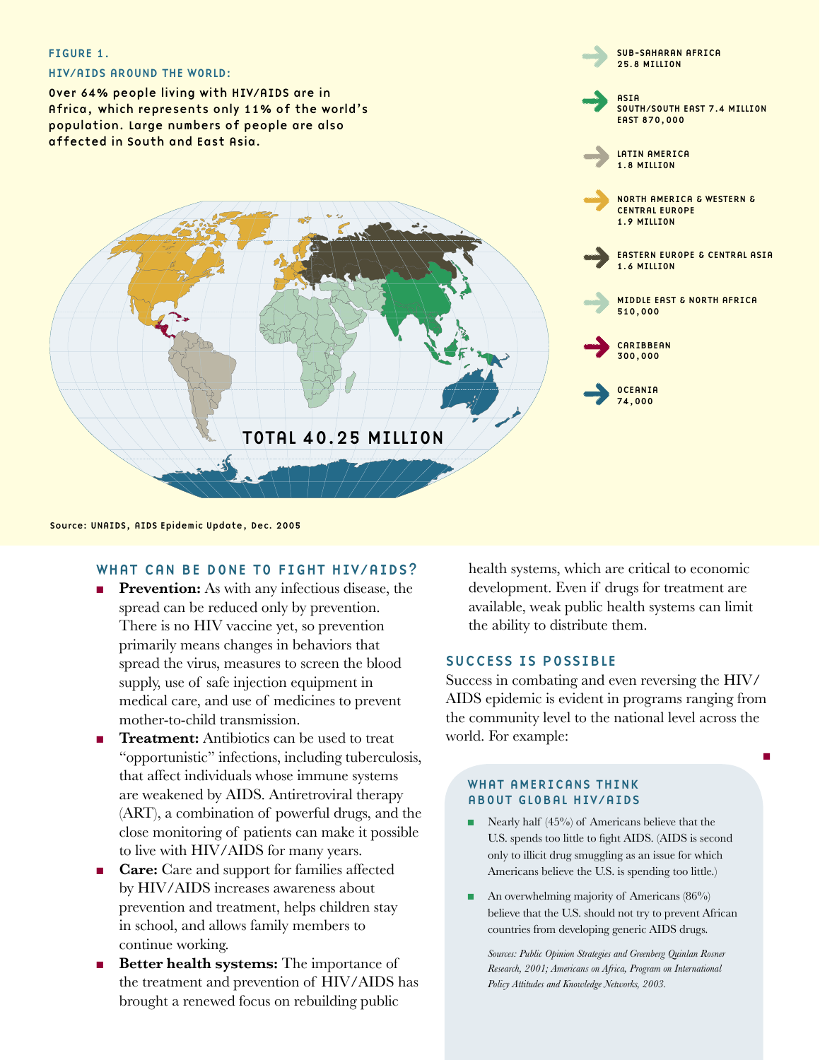### FIGURE 1.

### HIV/AIDS AROUND THE WORLD:

Over 64% people living with HIV/AIDS are in Africa, which represents only 11% of the world's population. Large numbers of people are also affected in South and East Asia.

- SUB-SAHARAN AFRICA 25.8 MILLION
- ASIA SOUTH/SOUTH EAST 7.4 MILLION EAST 870,000
- LATIN AMERICA 1.8 MILLION
- NORTH AMERICA & WESTERN & CENTRAL EUROPE 1.9 MILLION
- EASTERN EUROPE & CENTRAL ASIA 1.6 MILLION
- MIDDLE EAST & NORTH AFRICA 510,000
- CARIBBEAN 300,000
- OCEANIA 74,000

TOTAL 40.25 MILLION

Source: UNAIDS, AIDS Epidemic Update, Dec. 2005

## WHAT CAN BE DONE TO FIGHT HIV/AIDS?

- **Prevention:** As with any infectious disease, the spread can be reduced only by prevention. There is no HIV vaccine yet, so prevention primarily means changes in behaviors that spread the virus, measures to screen the blood supply, use of safe injection equipment in medical care, and use of medicines to prevent mother-to-child transmission.
- **Treatment:** Antibiotics can be used to treat "opportunistic" infections, including tuberculosis, that affect individuals whose immune systems are weakened by AIDS. Antiretroviral therapy (ART), a combination of powerful drugs, and the close monitoring of patients can make it possible to live with HIV/AIDS for many years.
- **Care:** Care and support for families affected by HIV/AIDS increases awareness about prevention and treatment, helps children stay in school, and allows family members to continue working.
- **Better health systems:** The importance of the treatment and prevention of HIV/AIDS has brought a renewed focus on rebuilding public health systems, which are critical to economic development. Even if drugs for treatment are available, weak public health systems can limit the ability to distribute them.

## SUCCESS IS POSSIBLE

Success in combating and even reversing the HIV/AIDS epidemic is evident in programs ranging from the community level to the national level across the world. For example:

### WHAT AMERICANS THINK ABOUT GLOBAL HIV/AIDS

- Nearly half (45%) of Americans believe that the U.S. spends too little to fight AIDS. (AIDS is second only to illicit drug smuggling as an issue for which Americans believe the U.S. is spending too little.)
- An overwhelming majority of Americans (86%) believe that the U.S. should not try to prevent African countries from developing generic AIDS drugs.

*Sources: Public Opinion Strategies and Greenberg Quinlan Rosner Research, 2001; Americans on Africa, Program on International Policy Attitudes and Knowledge Networks, 2003.*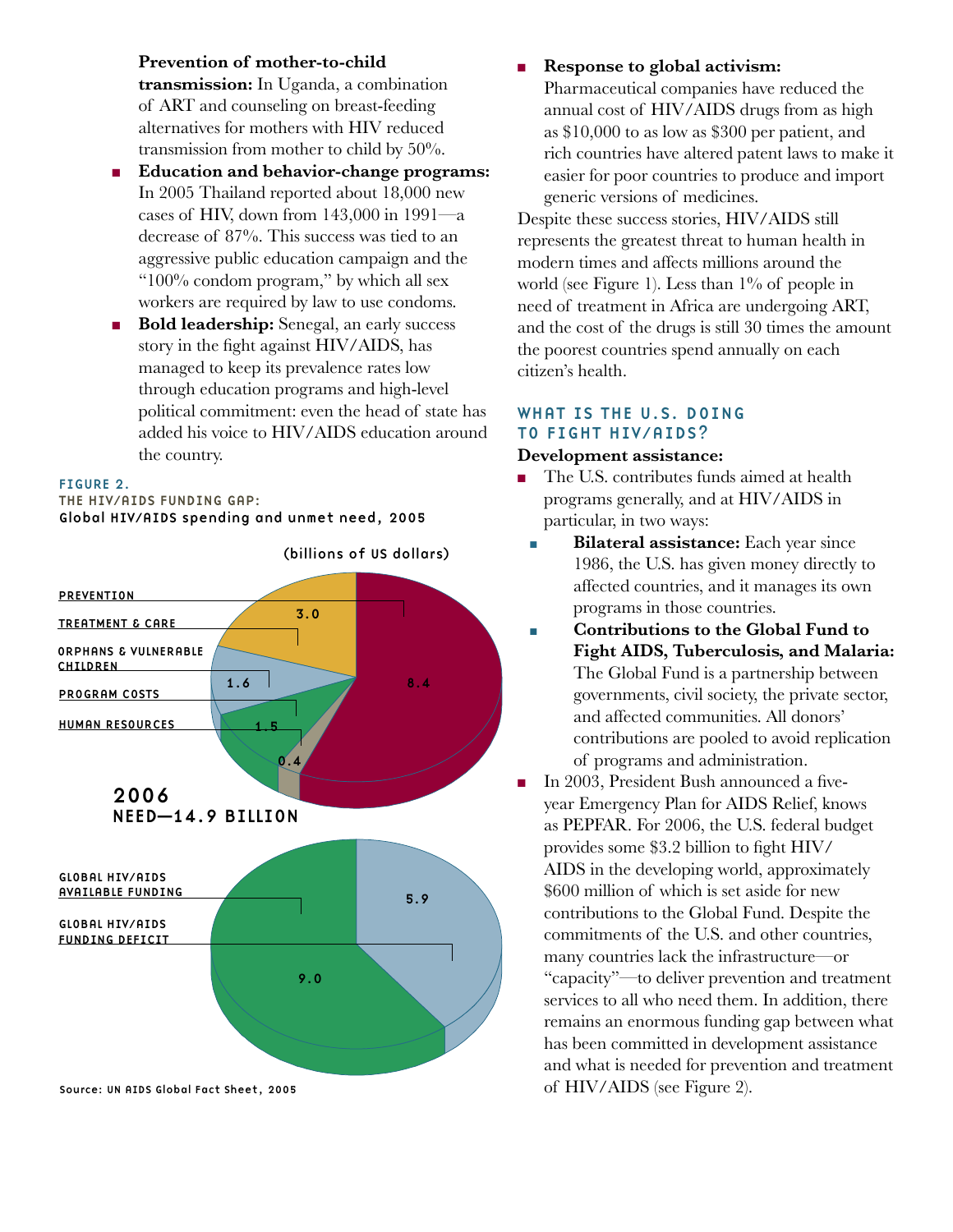**Prevention of mother-to-child transmission:** In Uganda, a combination of ART and counseling on breast-feeding alternatives for mothers with HIV reduced transmission from mother to child by 50%.

- **Education and behavior-change programs:** In 2005 Thailand reported about 18,000 new cases of HIV, down from 143,000 in 1991—a decrease of 87%. This success was tied to an aggressive public education campaign and the "100% condom program," by which all sex workers are required by law to use condoms.
- **Bold leadership:** Senegal, an early success story in the fight against HIV/AIDS, has managed to keep its prevalence rates low through education programs and high-level political commitment: even the head of state has added his voice to HIV/AIDS education around the country.

FIGURE 2.
THE HIV/AIDS FUNDING GAP:
Global HIV/AIDS spending and unmet need, 2005

(billions of US dollars)

| Category | Amount |
|---|---|
| PREVENTION | 8.4 |
| TREATMENT & CARE | 3.0 |
| ORPHANS & VULNERABLE CHILDREN | 1.6 |
| PROGRAM COSTS | 1.5 |
| HUMAN RESOURCES | 0.4 |

2006
NEED—14.9 BILLION

| Category | Amount |
|---|---|
| GLOBAL HIV/AIDS AVAILABLE FUNDING | 9.0 |
| GLOBAL HIV/AIDS FUNDING DEFICIT | 5.9 |

Source: UN AIDS Global Fact Sheet, 2005

- **Response to global activism:** Pharmaceutical companies have reduced the annual cost of HIV/AIDS drugs from as high as $10,000 to as low as $300 per patient, and rich countries have altered patent laws to make it easier for poor countries to produce and import generic versions of medicines.

Despite these success stories, HIV/AIDS still represents the greatest threat to human health in modern times and affects millions around the world (see Figure 1). Less than 1% of people in need of treatment in Africa are undergoing ART, and the cost of the drugs is still 30 times the amount the poorest countries spend annually on each citizen's health.

## WHAT IS THE U.S. DOING TO FIGHT HIV/AIDS?

**Development assistance:**

- The U.S. contributes funds aimed at health programs generally, and at HIV/AIDS in particular, in two ways:
  - **Bilateral assistance:** Each year since 1986, the U.S. has given money directly to affected countries, and it manages its own programs in those countries.
  - **Contributions to the Global Fund to Fight AIDS, Tuberculosis, and Malaria:** The Global Fund is a partnership between governments, civil society, the private sector, and affected communities. All donors' contributions are pooled to avoid replication of programs and administration.
- In 2003, President Bush announced a five-year Emergency Plan for AIDS Relief, knows as PEPFAR. For 2006, the U.S. federal budget provides some $3.2 billion to fight HIV/AIDS in the developing world, approximately $600 million of which is set aside for new contributions to the Global Fund. Despite the commitments of the U.S. and other countries, many countries lack the infrastructure—or "capacity"—to deliver prevention and treatment services to all who need them. In addition, there remains an enormous funding gap between what has been committed in development assistance and what is needed for prevention and treatment of HIV/AIDS (see Figure 2).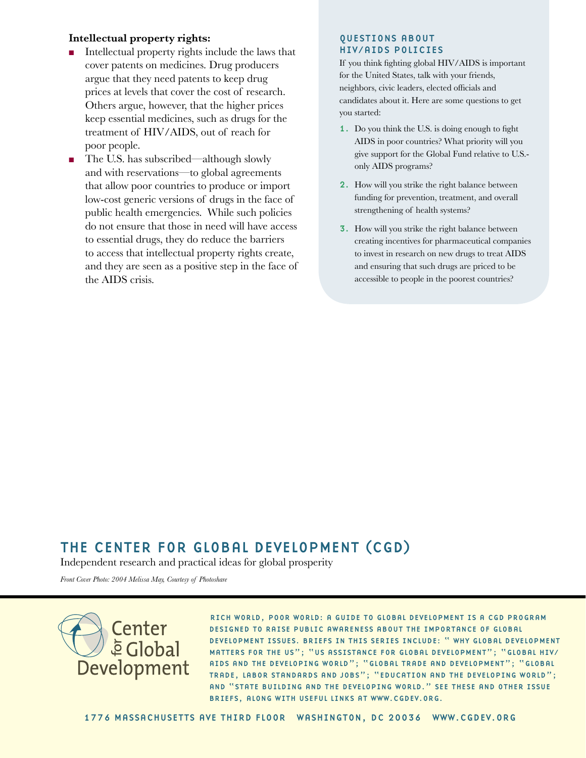**Intellectual property rights:**

- Intellectual property rights include the laws that cover patents on medicines. Drug producers argue that they need patents to keep drug prices at levels that cover the cost of research. Others argue, however, that the higher prices keep essential medicines, such as drugs for the treatment of HIV/AIDS, out of reach for poor people.
- The U.S. has subscribed—although slowly and with reservations—to global agreements that allow poor countries to produce or import low-cost generic versions of drugs in the face of public health emergencies. While such policies do not ensure that those in need will have access to essential drugs, they do reduce the barriers to access that intellectual property rights create, and they are seen as a positive step in the face of the AIDS crisis.

### QUESTIONS ABOUT HIV/AIDS POLICIES

If you think fighting global HIV/AIDS is important for the United States, talk with your friends, neighbors, civic leaders, elected officials and candidates about it. Here are some questions to get you started:

1. Do you think the U.S. is doing enough to fight AIDS in poor countries? What priority will you give support for the Global Fund relative to U.S.-only AIDS programs?
2. How will you strike the right balance between funding for prevention, treatment, and overall strengthening of health systems?
3. How will you strike the right balance between creating incentives for pharmaceutical companies to invest in research on new drugs to treat AIDS and ensuring that such drugs are priced to be accessible to people in the poorest countries?

## THE CENTER FOR GLOBAL DEVELOPMENT (CGD)

Independent research and practical ideas for global prosperity

*Front Cover Photo: 2004 Melissa May, Courtesy of Photoshare*

Center for Global Development

RICH WORLD, POOR WORLD: A GUIDE TO GLOBAL DEVELOPMENT IS A CGD PROGRAM DESIGNED TO RAISE PUBLIC AWARENESS ABOUT THE IMPORTANCE OF GLOBAL DEVELOPMENT ISSUES. BRIEFS IN THIS SERIES INCLUDE: " WHY GLOBAL DEVELOPMENT MATTERS FOR THE US"; "US ASSISTANCE FOR GLOBAL DEVELOPMENT"; "GLOBAL HIV/AIDS AND THE DEVELOPING WORLD"; "GLOBAL TRADE AND DEVELOPMENT"; "GLOBAL TRADE, LABOR STANDARDS AND JOBS"; "EDUCATION AND THE DEVELOPING WORLD"; AND "STATE BUILDING AND THE DEVELOPING WORLD." SEE THESE AND OTHER ISSUE BRIEFS, ALONG WITH USEFUL LINKS AT WWW.CGDEV.ORG.

1776 MASSACHUSETTS AVE THIRD FLOOR WASHINGTON, DC 20036 WWW.CGDEV.ORG